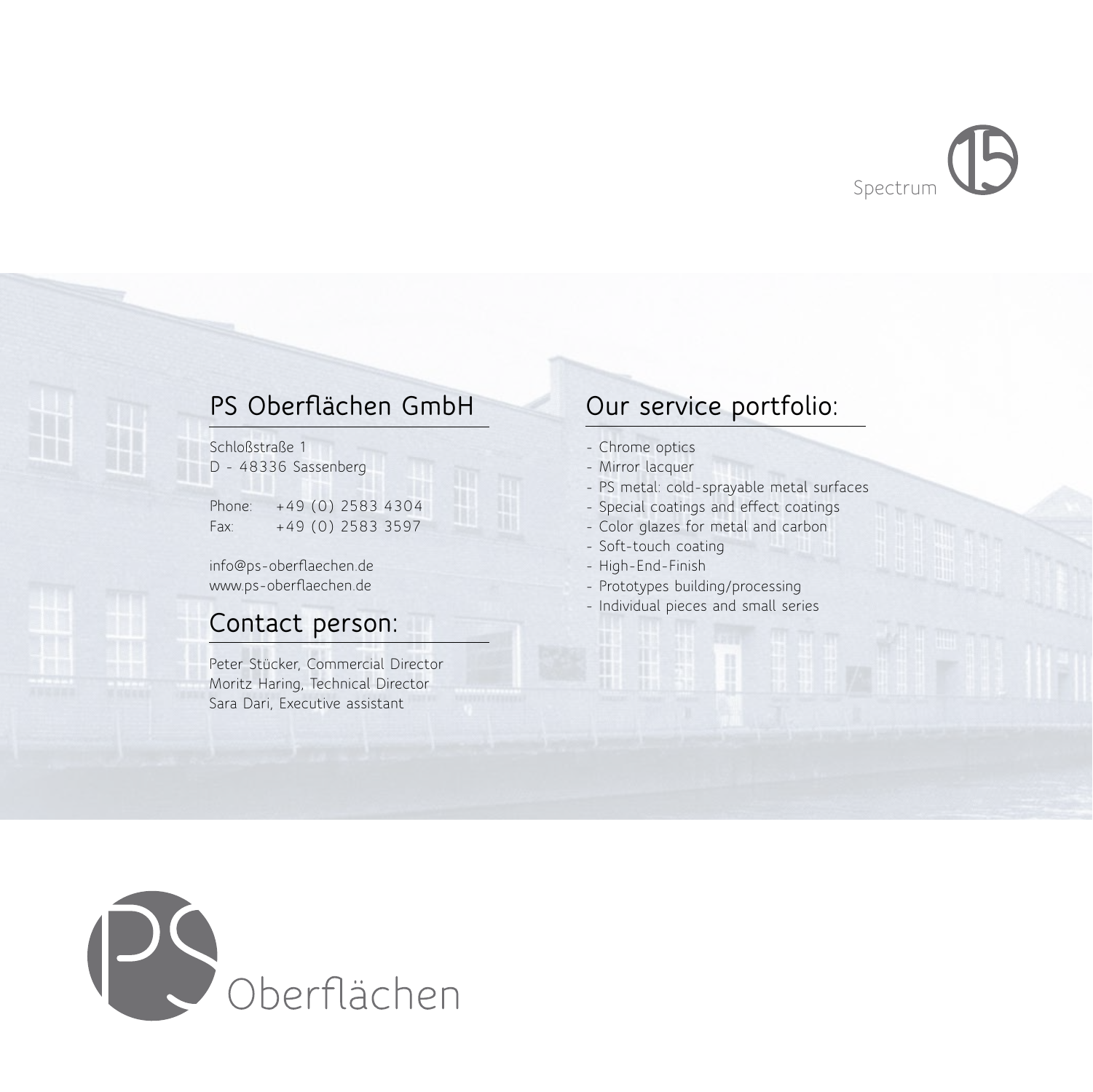Spectrum 15

## PS Oberflächen GmbH

Schloßstraße 1
D - 48336 Sassenberg

Phone: +49 (0) 2583 4304
Fax: +49 (0) 2583 3597

info@ps-oberflaechen.de
www.ps-oberflaechen.de

## Contact person:

Peter Stücker, Commercial Director
Moritz Haring, Technical Director
Sara Dari, Executive assistant

## Our service portfolio:

- Chrome optics
- Mirror lacquer
- PS metal: cold-sprayable metal surfaces
- Special coatings and effect coatings
- Color glazes for metal and carbon
- Soft-touch coating
- High-End-Finish
- Prototypes building/processing
- Individual pieces and small series

PS Oberflächen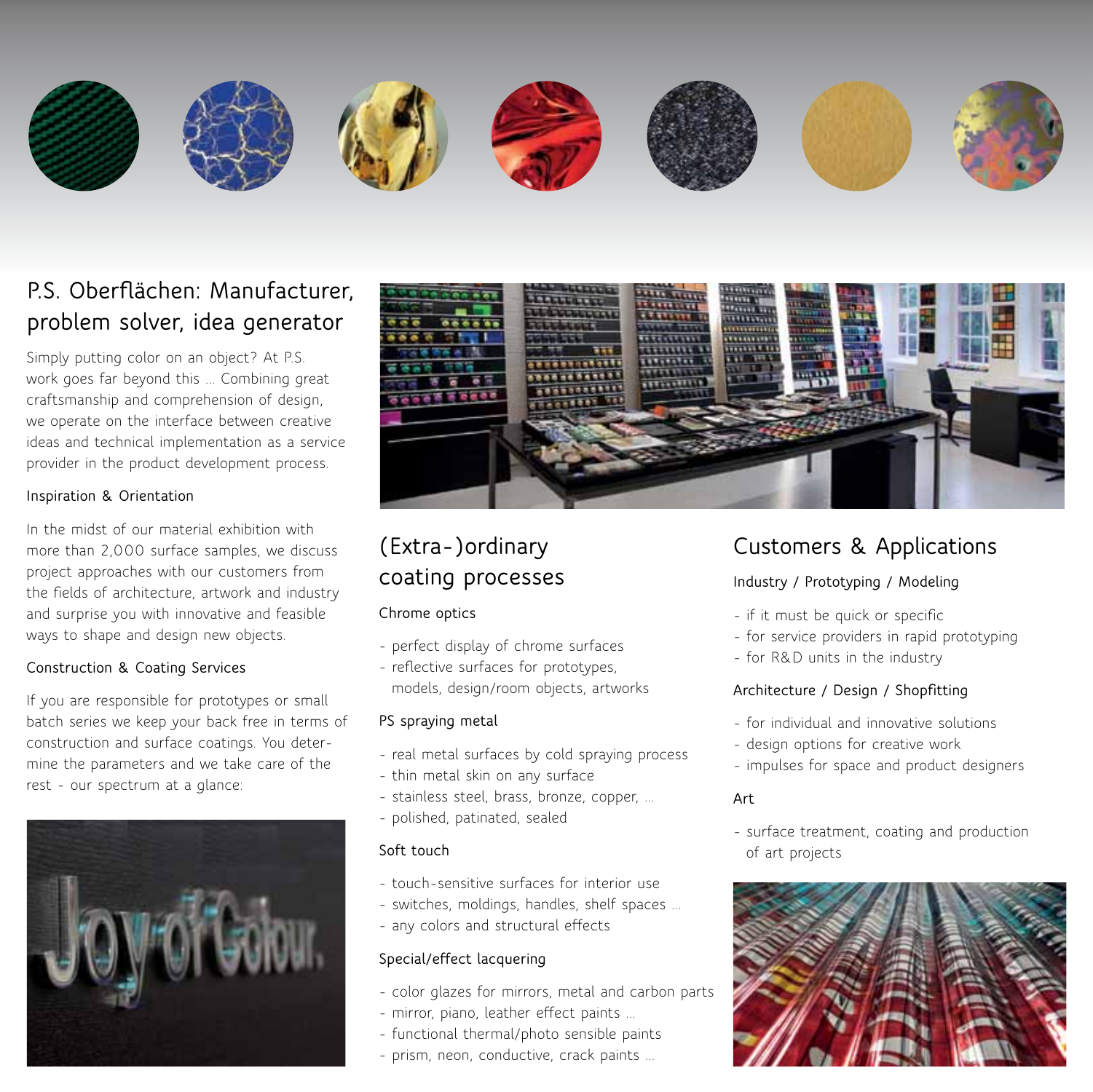## P.S. Oberflächen: Manufacturer, problem solver, idea generator

Simply putting color on an object? At P.S. work goes far beyond this ... Combining great craftsmanship and comprehension of design, we operate on the interface between creative ideas and technical implementation as a service provider in the product development process.

### Inspiration & Orientation

In the midst of our material exhibition with more than 2,000 surface samples, we discuss project approaches with our customers from the fields of architecture, artwork and industry and surprise you with innovative and feasible ways to shape and design new objects.

### Construction & Coating Services

If you are responsible for prototypes or small batch series we keep your back free in terms of construction and surface coatings. You determine the parameters and we take care of the rest - our spectrum at a glance:

## (Extra-)ordinary coating processes

### Chrome optics

- perfect display of chrome surfaces
- reflective surfaces for prototypes, models, design/room objects, artworks

### PS spraying metal

- real metal surfaces by cold spraying process
- thin metal skin on any surface
- stainless steel, brass, bronze, copper, ...
- polished, patinated, sealed

### Soft touch

- touch-sensitive surfaces for interior use
- switches, moldings, handles, shelf spaces ...
- any colors and structural effects

### Special/effect lacquering

- color glazes for mirrors, metal and carbon parts
- mirror, piano, leather effect paints ...
- functional thermal/photo sensible paints
- prism, neon, conductive, crack paints ...

## Customers & Applications

### Industry / Prototyping / Modeling

- if it must be quick or specific
- for service providers in rapid prototyping
- for R&D units in the industry

### Architecture / Design / Shopfitting

- for individual and innovative solutions
- design options for creative work
- impulses for space and product designers

### Art

- surface treatment, coating and production of art projects